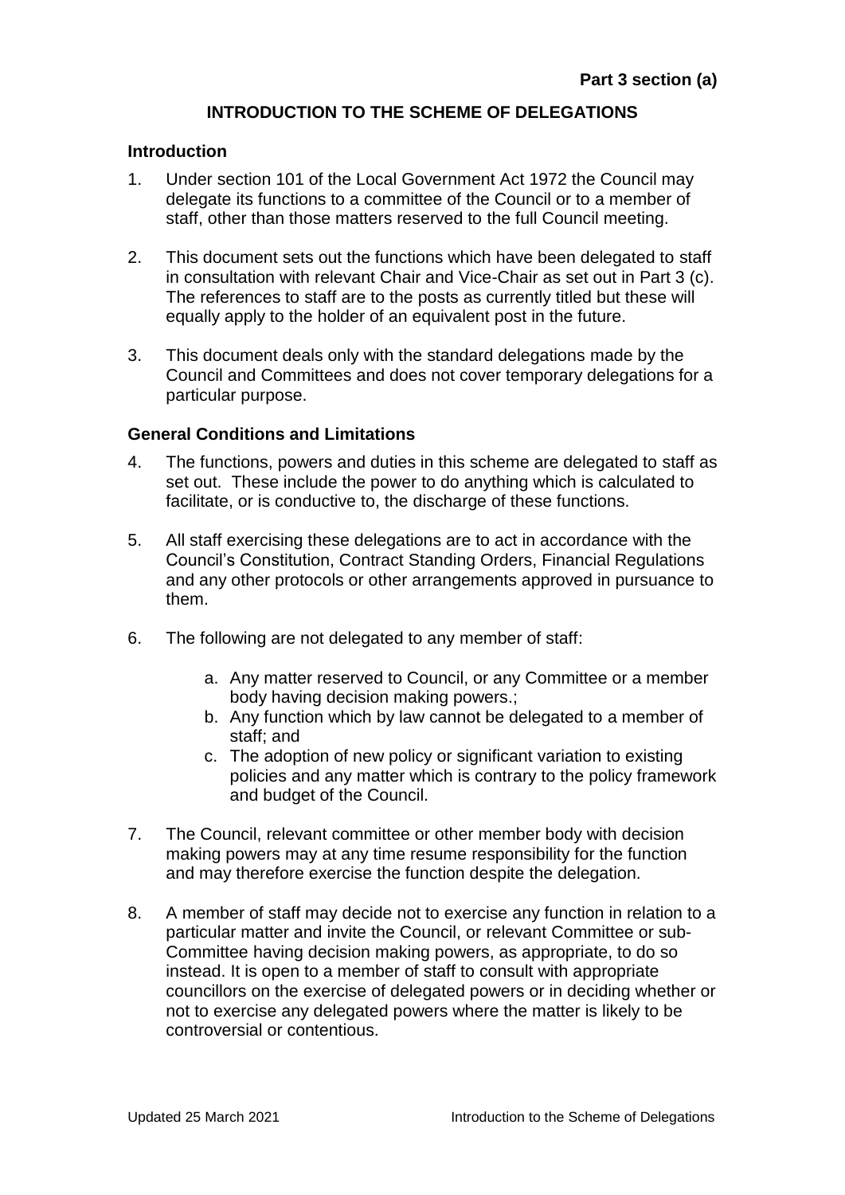**Part 3 section (a)**

# INTRODUCTION TO THE SCHEME OF DELEGATIONS

## Introduction

1. Under section 101 of the Local Government Act 1972 the Council may delegate its functions to a committee of the Council or to a member of staff, other than those matters reserved to the full Council meeting.

2. This document sets out the functions which have been delegated to staff in consultation with relevant Chair and Vice-Chair as set out in Part 3 (c). The references to staff are to the posts as currently titled but these will equally apply to the holder of an equivalent post in the future.

3. This document deals only with the standard delegations made by the Council and Committees and does not cover temporary delegations for a particular purpose.

## General Conditions and Limitations

4. The functions, powers and duties in this scheme are delegated to staff as set out. These include the power to do anything which is calculated to facilitate, or is conductive to, the discharge of these functions.

5. All staff exercising these delegations are to act in accordance with the Council's Constitution, Contract Standing Orders, Financial Regulations and any other protocols or other arrangements approved in pursuance to them.

6. The following are not delegated to any member of staff:

   a. Any matter reserved to Council, or any Committee or a member body having decision making powers.;
   b. Any function which by law cannot be delegated to a member of staff; and
   c. The adoption of new policy or significant variation to existing policies and any matter which is contrary to the policy framework and budget of the Council.

7. The Council, relevant committee or other member body with decision making powers may at any time resume responsibility for the function and may therefore exercise the function despite the delegation.

8. A member of staff may decide not to exercise any function in relation to a particular matter and invite the Council, or relevant Committee or sub-Committee having decision making powers, as appropriate, to do so instead. It is open to a member of staff to consult with appropriate councillors on the exercise of delegated powers or in deciding whether or not to exercise any delegated powers where the matter is likely to be controversial or contentious.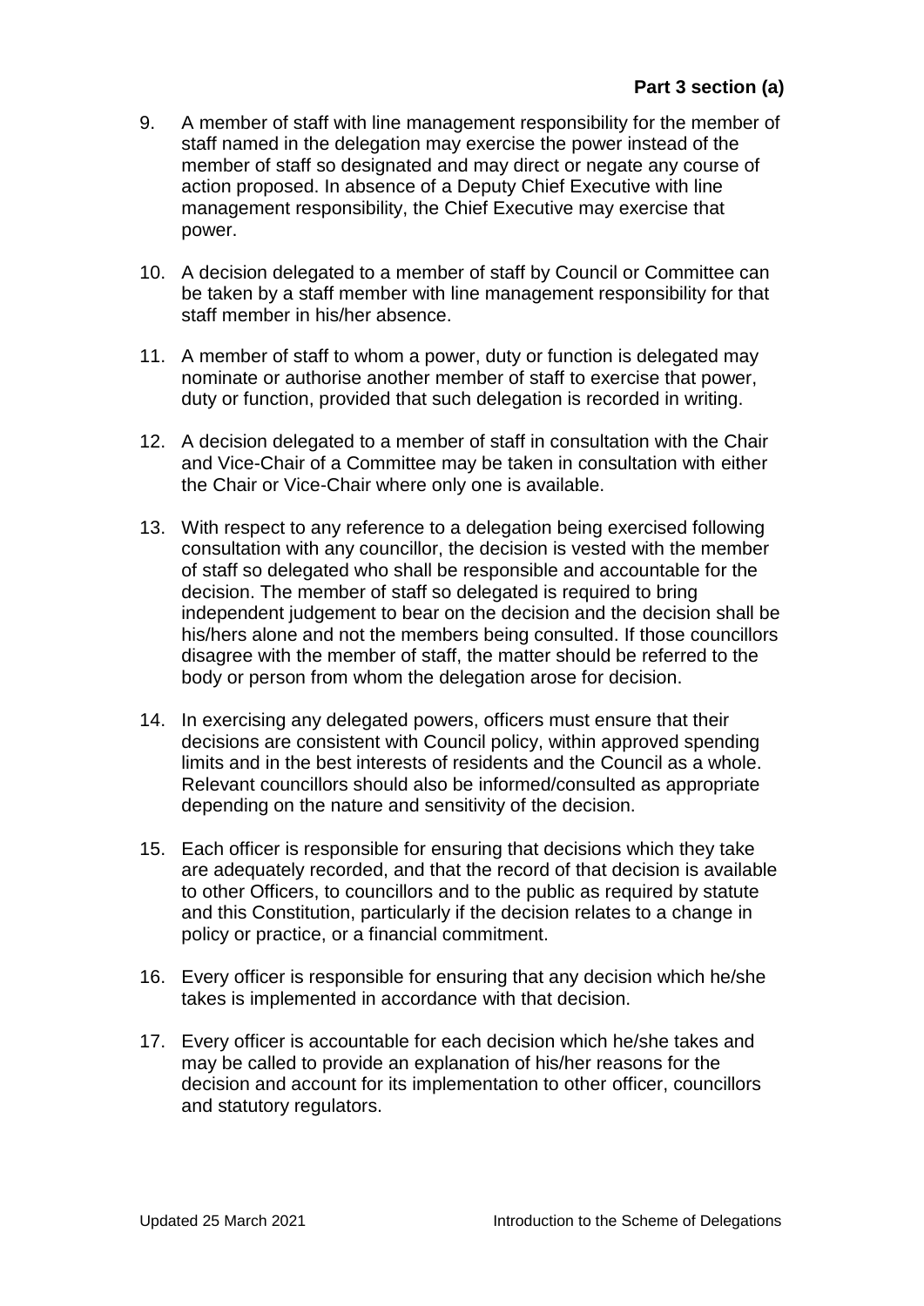9. A member of staff with line management responsibility for the member of staff named in the delegation may exercise the power instead of the member of staff so designated and may direct or negate any course of action proposed. In absence of a Deputy Chief Executive with line management responsibility, the Chief Executive may exercise that power.

10. A decision delegated to a member of staff by Council or Committee can be taken by a staff member with line management responsibility for that staff member in his/her absence.

11. A member of staff to whom a power, duty or function is delegated may nominate or authorise another member of staff to exercise that power, duty or function, provided that such delegation is recorded in writing.

12. A decision delegated to a member of staff in consultation with the Chair and Vice-Chair of a Committee may be taken in consultation with either the Chair or Vice-Chair where only one is available.

13. With respect to any reference to a delegation being exercised following consultation with any councillor, the decision is vested with the member of staff so delegated who shall be responsible and accountable for the decision. The member of staff so delegated is required to bring independent judgement to bear on the decision and the decision shall be his/hers alone and not the members being consulted. If those councillors disagree with the member of staff, the matter should be referred to the body or person from whom the delegation arose for decision.

14. In exercising any delegated powers, officers must ensure that their decisions are consistent with Council policy, within approved spending limits and in the best interests of residents and the Council as a whole. Relevant councillors should also be informed/consulted as appropriate depending on the nature and sensitivity of the decision.

15. Each officer is responsible for ensuring that decisions which they take are adequately recorded, and that the record of that decision is available to other Officers, to councillors and to the public as required by statute and this Constitution, particularly if the decision relates to a change in policy or practice, or a financial commitment.

16. Every officer is responsible for ensuring that any decision which he/she takes is implemented in accordance with that decision.

17. Every officer is accountable for each decision which he/she takes and may be called to provide an explanation of his/her reasons for the decision and account for its implementation to other officer, councillors and statutory regulators.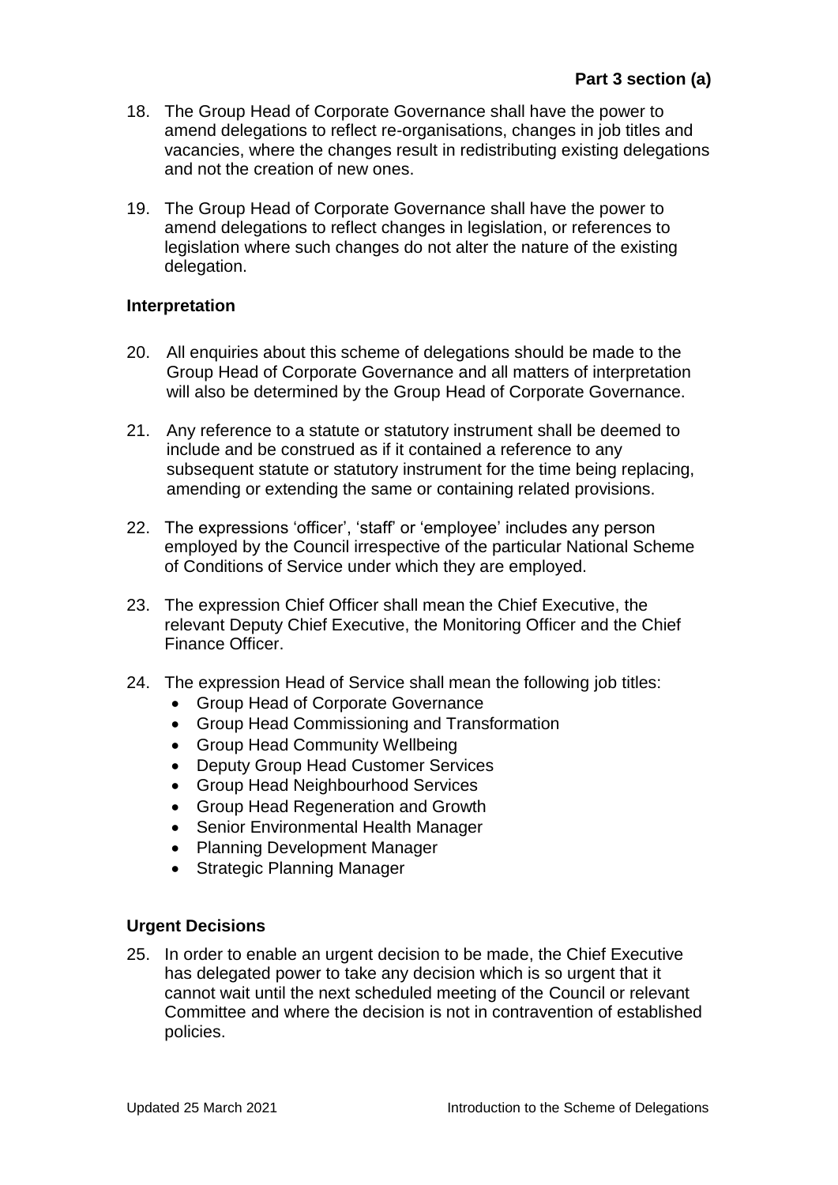18. The Group Head of Corporate Governance shall have the power to amend delegations to reflect re-organisations, changes in job titles and vacancies, where the changes result in redistributing existing delegations and not the creation of new ones.

19. The Group Head of Corporate Governance shall have the power to amend delegations to reflect changes in legislation, or references to legislation where such changes do not alter the nature of the existing delegation.

### Interpretation

20. All enquiries about this scheme of delegations should be made to the Group Head of Corporate Governance and all matters of interpretation will also be determined by the Group Head of Corporate Governance.

21. Any reference to a statute or statutory instrument shall be deemed to include and be construed as if it contained a reference to any subsequent statute or statutory instrument for the time being replacing, amending or extending the same or containing related provisions.

22. The expressions 'officer', 'staff' or 'employee' includes any person employed by the Council irrespective of the particular National Scheme of Conditions of Service under which they are employed.

23. The expression Chief Officer shall mean the Chief Executive, the relevant Deputy Chief Executive, the Monitoring Officer and the Chief Finance Officer.

24. The expression Head of Service shall mean the following job titles:
    - Group Head of Corporate Governance
    - Group Head Commissioning and Transformation
    - Group Head Community Wellbeing
    - Deputy Group Head Customer Services
    - Group Head Neighbourhood Services
    - Group Head Regeneration and Growth
    - Senior Environmental Health Manager
    - Planning Development Manager
    - Strategic Planning Manager

### Urgent Decisions

25. In order to enable an urgent decision to be made, the Chief Executive has delegated power to take any decision which is so urgent that it cannot wait until the next scheduled meeting of the Council or relevant Committee and where the decision is not in contravention of established policies.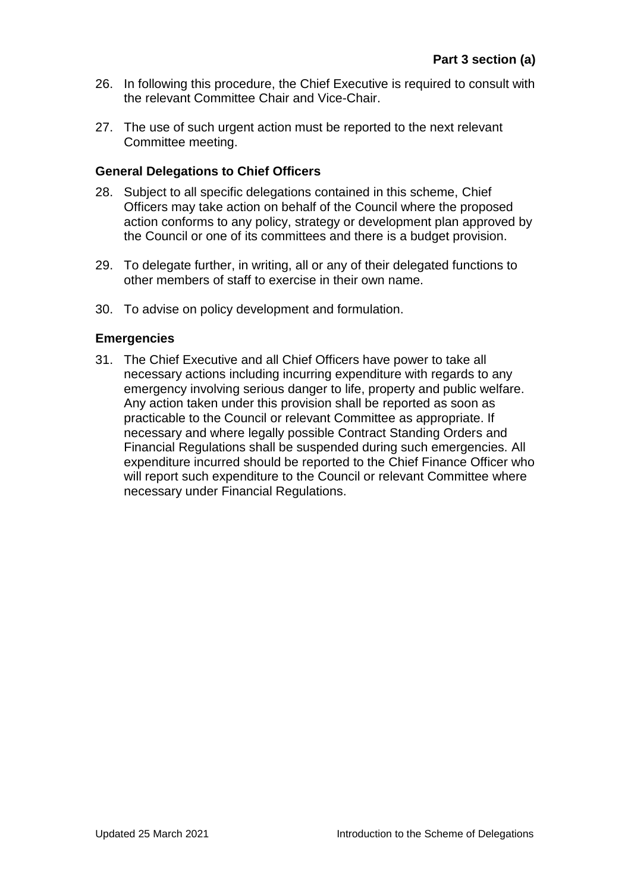26. In following this procedure, the Chief Executive is required to consult with the relevant Committee Chair and Vice-Chair.

27. The use of such urgent action must be reported to the next relevant Committee meeting.

### General Delegations to Chief Officers

28. Subject to all specific delegations contained in this scheme, Chief Officers may take action on behalf of the Council where the proposed action conforms to any policy, strategy or development plan approved by the Council or one of its committees and there is a budget provision.

29. To delegate further, in writing, all or any of their delegated functions to other members of staff to exercise in their own name.

30. To advise on policy development and formulation.

### Emergencies

31. The Chief Executive and all Chief Officers have power to take all necessary actions including incurring expenditure with regards to any emergency involving serious danger to life, property and public welfare. Any action taken under this provision shall be reported as soon as practicable to the Council or relevant Committee as appropriate. If necessary and where legally possible Contract Standing Orders and Financial Regulations shall be suspended during such emergencies. All expenditure incurred should be reported to the Chief Finance Officer who will report such expenditure to the Council or relevant Committee where necessary under Financial Regulations.